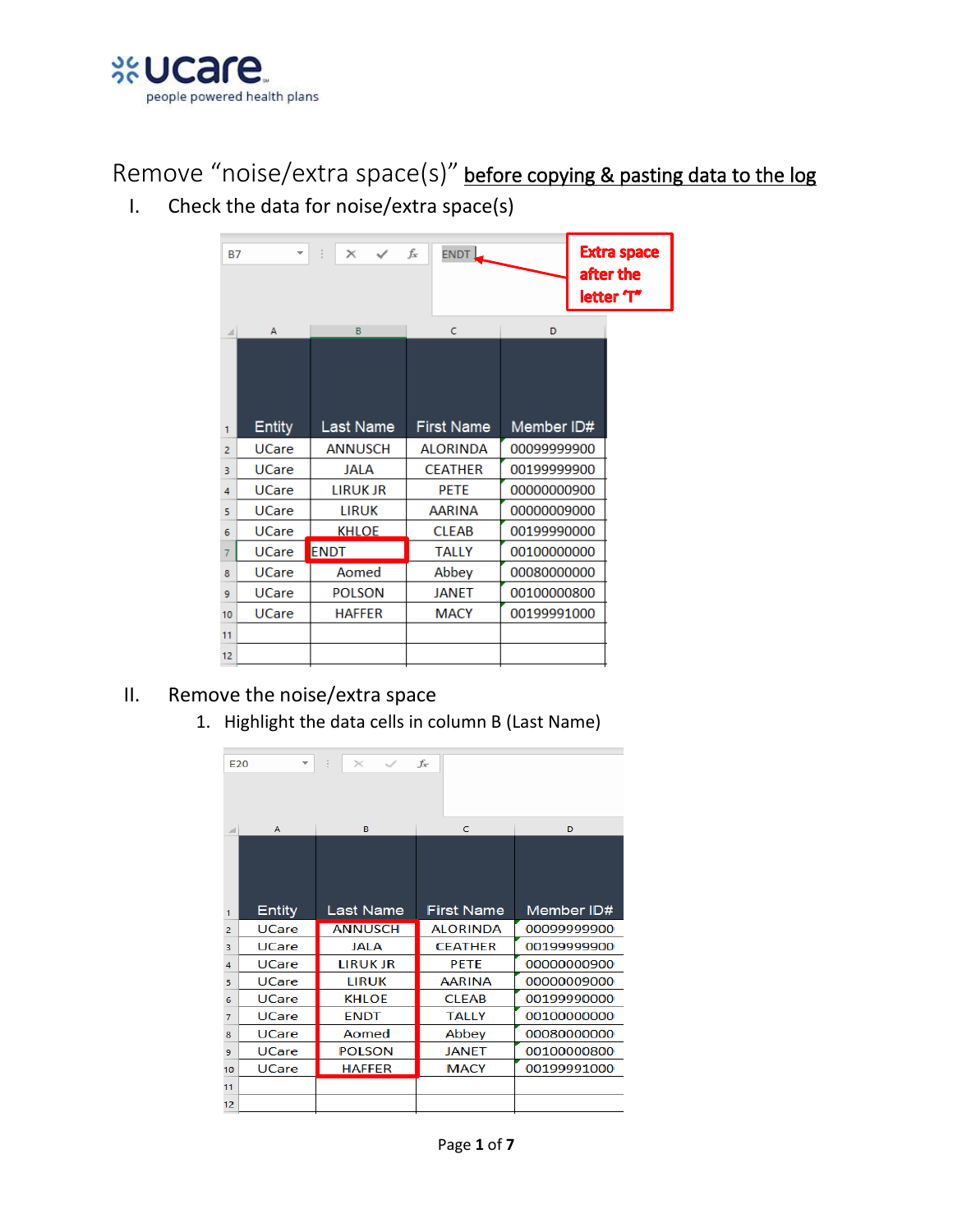# Remove "noise/extra space(s)" <u>before copying & pasting data to the log</u>

I. Check the data for noise/extra space(s)

B7 | ENDT

Extra space after the letter 'T'

| | A | B | C | D |
|---|---|---|---|---|
| 1 | Entity | Last Name | First Name | Member ID# |
| 2 | UCare | ANNUSCH | ALORINDA | 00099999900 |
| 3 | UCare | JALA | CEATHER | 00199999900 |
| 4 | UCare | LIRUK JR | PETE | 00000000900 |
| 5 | UCare | LIRUK | AARINA | 00000009000 |
| 6 | UCare | KHLOE | CLEAB | 00199990000 |
| 7 | UCare | ENDT | TALLY | 00100000000 |
| 8 | UCare | Aomed | Abbey | 00080000000 |
| 9 | UCare | POLSON | JANET | 00100000800 |
| 10 | UCare | HAFFER | MACY | 00199991000 |
| 11 | | | | |
| 12 | | | | |

II. Remove the noise/extra space

1. Highlight the data cells in column B (Last Name)

E20

| | A | B | C | D |
|---|---|---|---|---|
| 1 | Entity | Last Name | First Name | Member ID# |
| 2 | UCare | ANNUSCH | ALORINDA | 00099999900 |
| 3 | UCare | JALA | CEATHER | 00199999900 |
| 4 | UCare | LIRUK JR | PETE | 00000000900 |
| 5 | UCare | LIRUK | AARINA | 00000009000 |
| 6 | UCare | KHLOE | CLEAB | 00199990000 |
| 7 | UCare | ENDT | TALLY | 00100000000 |
| 8 | UCare | Aomed | Abbey | 00080000000 |
| 9 | UCare | POLSON | JANET | 00100000800 |
| 10 | UCare | HAFFER | MACY | 00199991000 |
| 11 | | | | |
| 12 | | | | |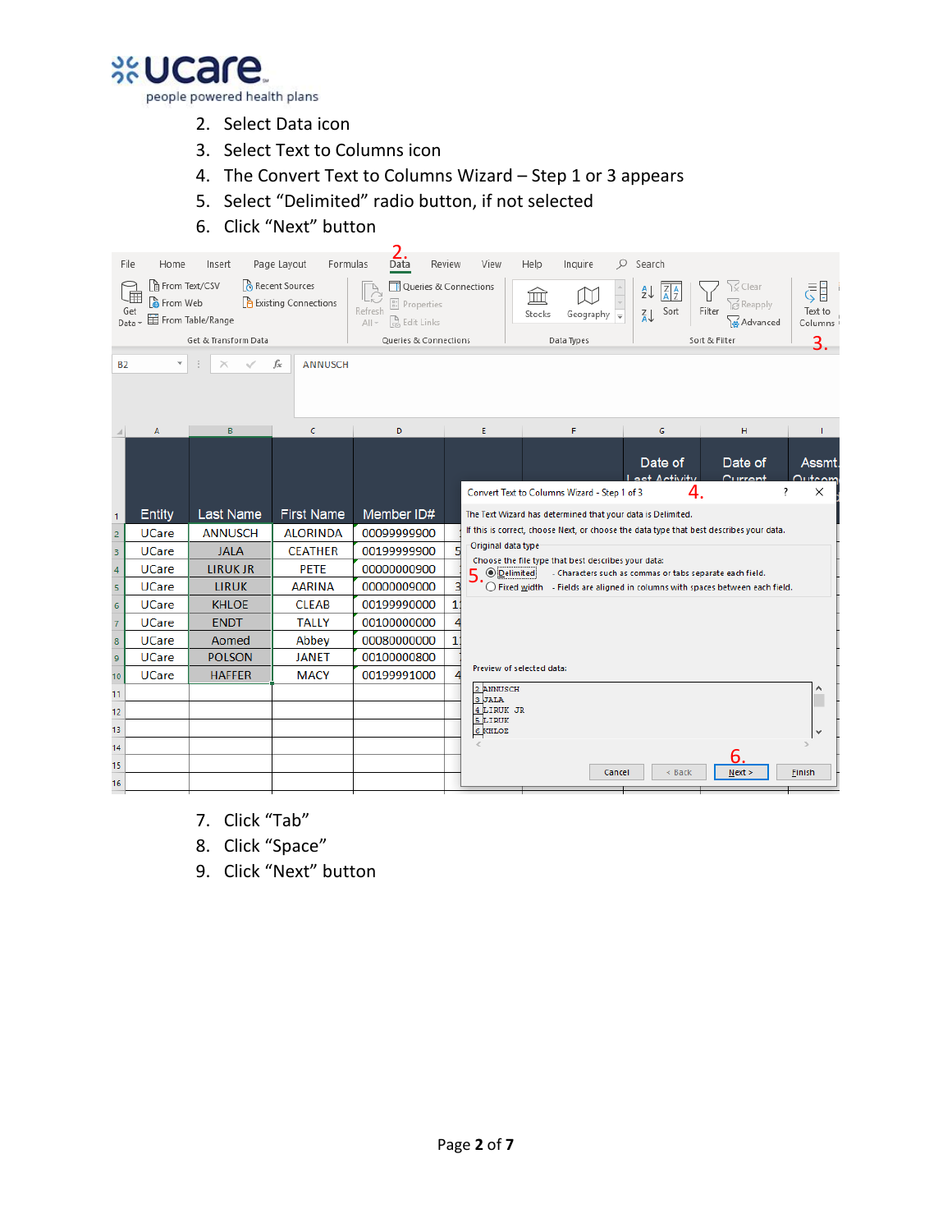2. Select Data icon
3. Select Text to Columns icon
4. The Convert Text to Columns Wizard – Step 1 or 3 appears
5. Select "Delimited" radio button, if not selected
6. Click "Next" button

7. Click "Tab"
8. Click "Space"
9. Click "Next" button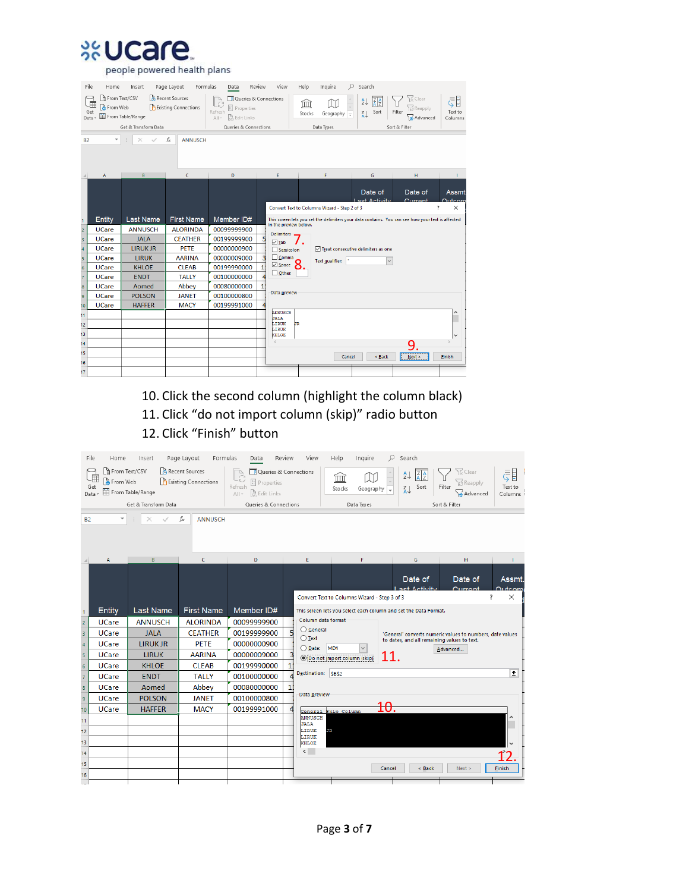10. Click the second column (highlight the column black)
11. Click "do not import column (skip)" radio button
12. Click "Finish" button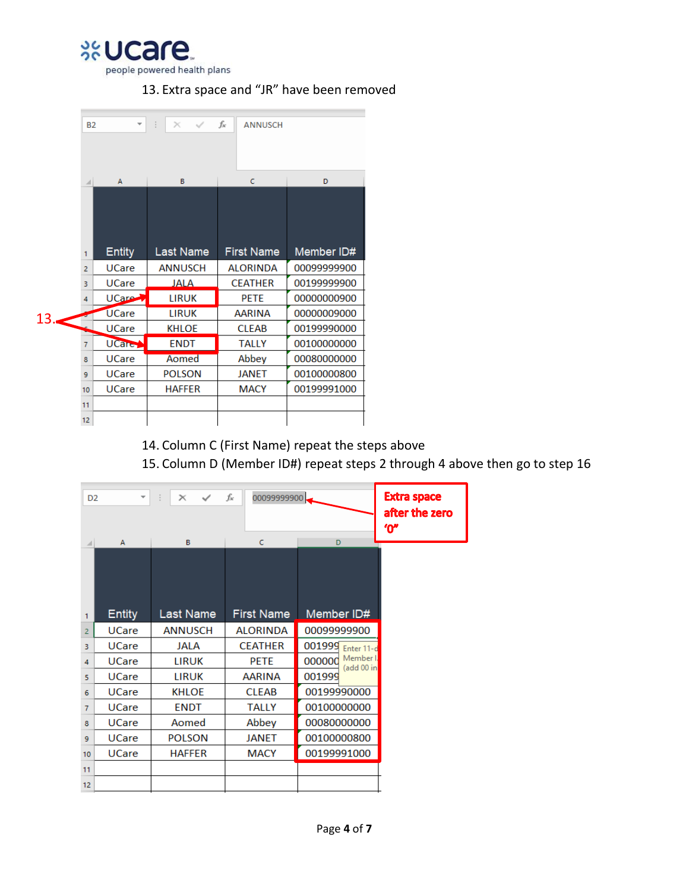13. Extra space and "JR" have been removed

B2 — ANNUSCH

| | A | B | C | D |
|---|---|---|---|---|
| 1 | Entity | Last Name | First Name | Member ID# |
| 2 | UCare | ANNUSCH | ALORINDA | 00099999900 |
| 3 | UCare | JALA | CEATHER | 00199999900 |
| 4 | UCare | LIRUK | PETE | 00000000900 |
| 5 | UCare | LIRUK | AARINA | 00000009000 |
| 6 | UCare | KHLOE | CLEAB | 00199990000 |
| 7 | UCare | ENDT | TALLY | 00100000000 |
| 8 | UCare | Aomed | Abbey | 00080000000 |
| 9 | UCare | POLSON | JANET | 00100000800 |
| 10 | UCare | HAFFER | MACY | 00199991000 |
| 11 | | | | |
| 12 | | | | |

13.

14. Column C (First Name) repeat the steps above

15. Column D (Member ID#) repeat steps 2 through 4 above then go to step 16

D2 — 00099999900

**Extra space after the zero '0'**

| | A | B | C | D |
|---|---|---|---|---|
| 1 | Entity | Last Name | First Name | Member ID# |
| 2 | UCare | ANNUSCH | ALORINDA | 00099999900 |
| 3 | UCare | JALA | CEATHER | 001999 |
| 4 | UCare | LIRUK | PETE | 000000 |
| 5 | UCare | LIRUK | AARINA | 001999 |
| 6 | UCare | KHLOE | CLEAB | 00199990000 |
| 7 | UCare | ENDT | TALLY | 00100000000 |
| 8 | UCare | Aomed | Abbey | 00080000000 |
| 9 | UCare | POLSON | JANET | 00100000800 |
| 10 | UCare | HAFFER | MACY | 00199991000 |
| 11 | | | | |
| 12 | | | | |

Enter 11-d Member I (add 00 in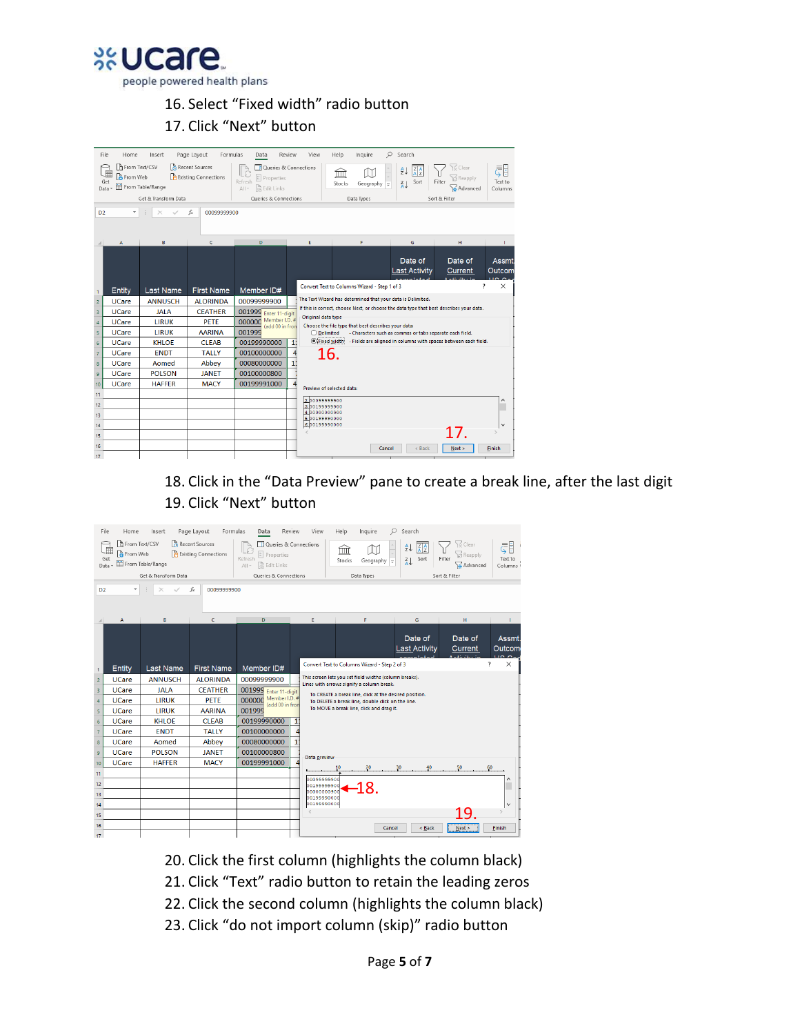16. Select “Fixed width” radio button
17. Click “Next” button

18. Click in the “Data Preview” pane to create a break line, after the last digit
19. Click “Next” button

20. Click the first column (highlights the column black)
21. Click “Text” radio button to retain the leading zeros
22. Click the second column (highlights the column black)
23. Click “do not import column (skip)” radio button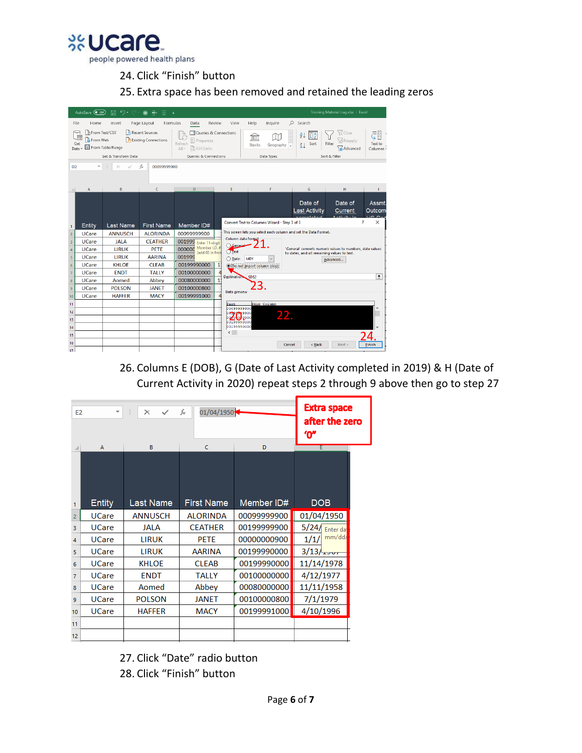24. Click “Finish” button
25. Extra space has been removed and retained the leading zeros

26. Columns E (DOB), G (Date of Last Activity completed in 2019) & H (Date of Current Activity in 2020) repeat steps 2 through 9 above then go to step 27

27. Click “Date” radio button
28. Click “Finish” button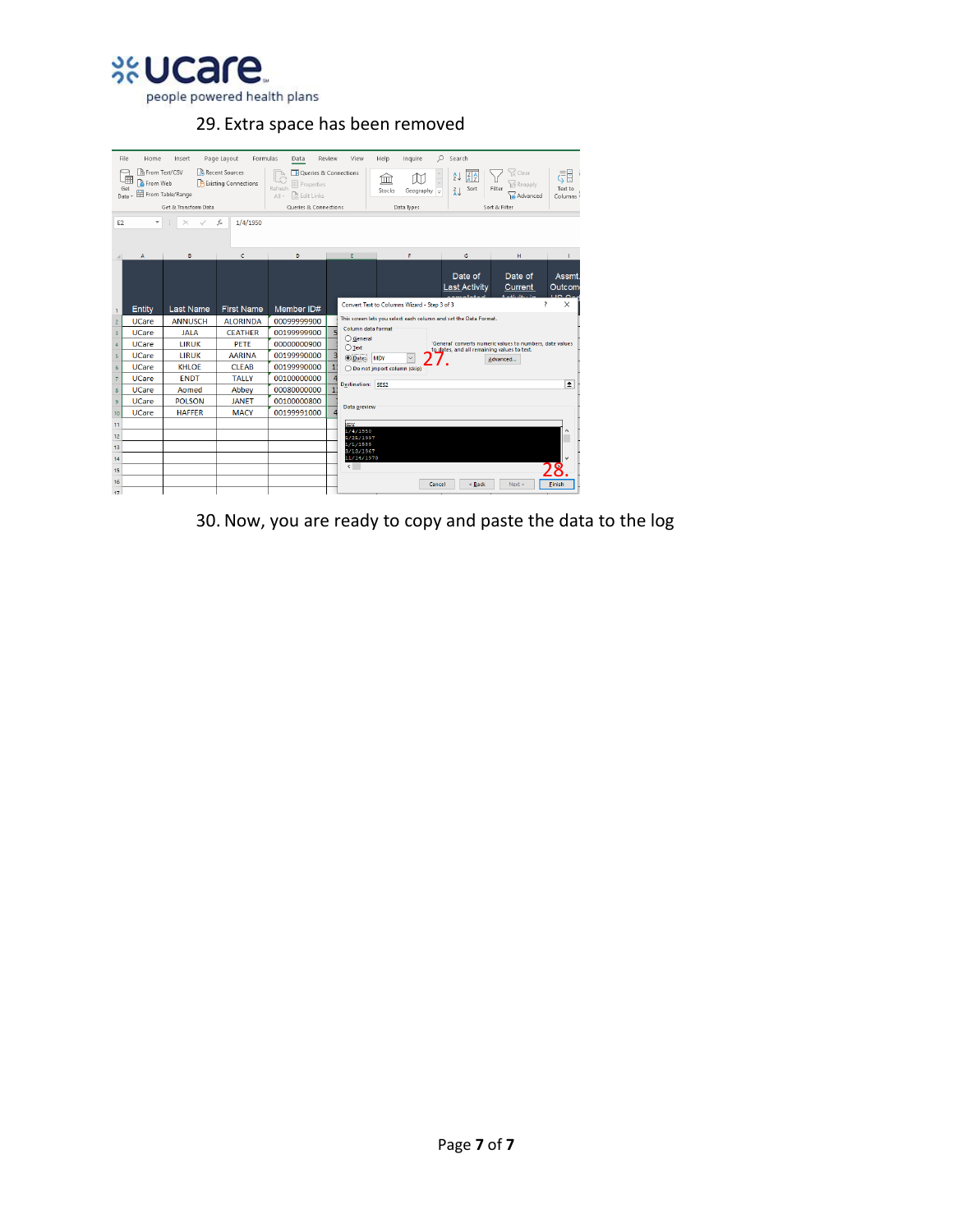29. Extra space has been removed

30. Now, you are ready to copy and paste the data to the log